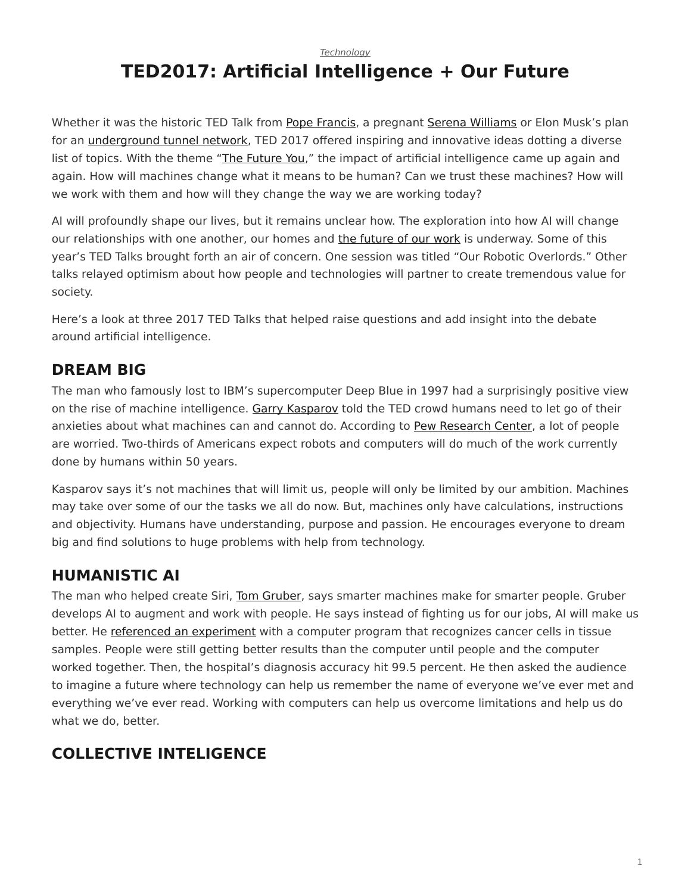*Technology*

# TED2017: Artificial Intelligence + Our Future

Whether it was the historic TED Talk from Pope Francis, a pregnant Serena Williams or Elon Musk's plan for an underground tunnel network, TED 2017 offered inspiring and innovative ideas dotting a diverse list of topics. With the theme "The Future You," the impact of artificial intelligence came up again and again. How will machines change what it means to be human? Can we trust these machines? How will we work with them and how will they change the way we are working today?

AI will profoundly shape our lives, but it remains unclear how. The exploration into how AI will change our relationships with one another, our homes and the future of our work is underway. Some of this year's TED Talks brought forth an air of concern. One session was titled "Our Robotic Overlords." Other talks relayed optimism about how people and technologies will partner to create tremendous value for society.

Here's a look at three 2017 TED Talks that helped raise questions and add insight into the debate around artificial intelligence.

## DREAM BIG

The man who famously lost to IBM's supercomputer Deep Blue in 1997 had a surprisingly positive view on the rise of machine intelligence. Garry Kasparov told the TED crowd humans need to let go of their anxieties about what machines can and cannot do. According to Pew Research Center, a lot of people are worried. Two-thirds of Americans expect robots and computers will do much of the work currently done by humans within 50 years.

Kasparov says it's not machines that will limit us, people will only be limited by our ambition. Machines may take over some of our the tasks we all do now. But, machines only have calculations, instructions and objectivity. Humans have understanding, purpose and passion. He encourages everyone to dream big and find solutions to huge problems with help from technology.

## HUMANISTIC AI

The man who helped create Siri, Tom Gruber, says smarter machines make for smarter people. Gruber develops AI to augment and work with people. He says instead of fighting us for our jobs, AI will make us better. He referenced an experiment with a computer program that recognizes cancer cells in tissue samples. People were still getting better results than the computer until people and the computer worked together. Then, the hospital's diagnosis accuracy hit 99.5 percent. He then asked the audience to imagine a future where technology can help us remember the name of everyone we've ever met and everything we've ever read. Working with computers can help us overcome limitations and help us do what we do, better.

## COLLECTIVE INTELIGENCE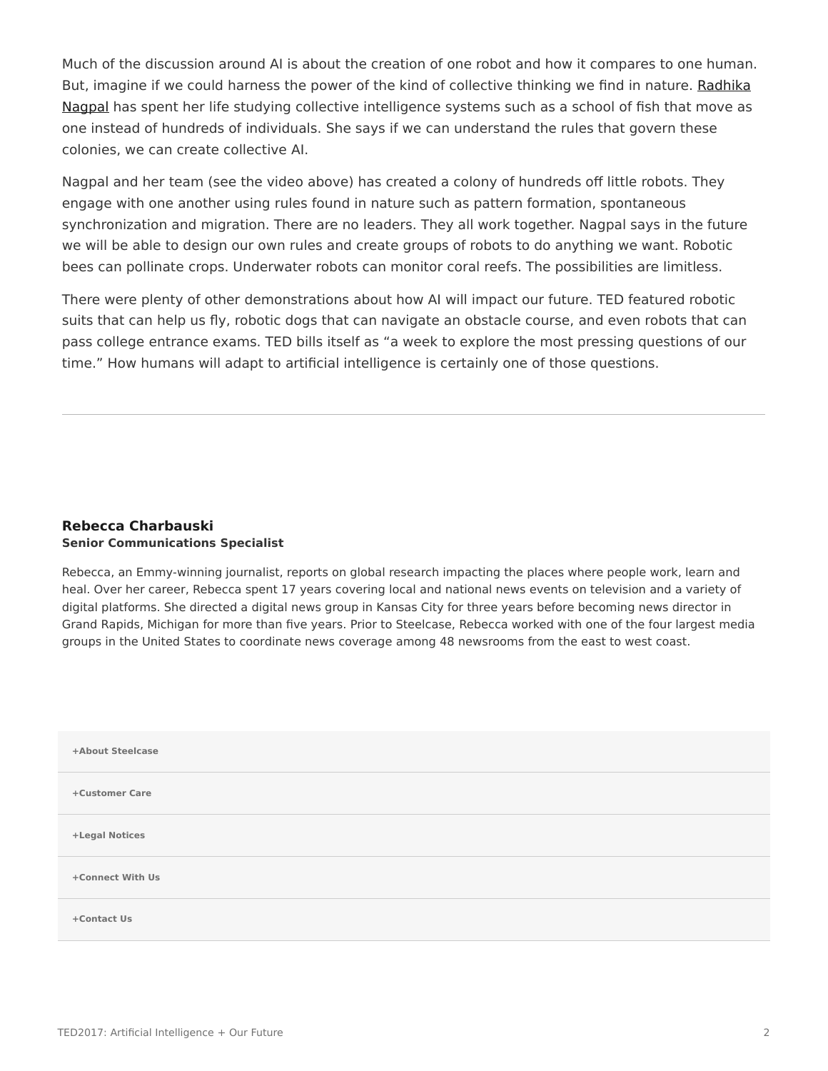Much of the discussion around AI is about the creation of one robot and how it compares to one human. But, imagine if we could harness the power of the kind of collective thinking we find in nature. Radhika Nagpal has spent her life studying collective intelligence systems such as a school of fish that move as one instead of hundreds of individuals. She says if we can understand the rules that govern these colonies, we can create collective AI.

Nagpal and her team (see the video above) has created a colony of hundreds off little robots. They engage with one another using rules found in nature such as pattern formation, spontaneous synchronization and migration. There are no leaders. They all work together. Nagpal says in the future we will be able to design our own rules and create groups of robots to do anything we want. Robotic bees can pollinate crops. Underwater robots can monitor coral reefs. The possibilities are limitless.

There were plenty of other demonstrations about how AI will impact our future. TED featured robotic suits that can help us fly, robotic dogs that can navigate an obstacle course, and even robots that can pass college entrance exams. TED bills itself as "a week to explore the most pressing questions of our time." How humans will adapt to artificial intelligence is certainly one of those questions.

---

**Rebecca Charbauski**
**Senior Communications Specialist**

Rebecca, an Emmy-winning journalist, reports on global research impacting the places where people work, learn and heal. Over her career, Rebecca spent 17 years covering local and national news events on television and a variety of digital platforms. She directed a digital news group in Kansas City for three years before becoming news director in Grand Rapids, Michigan for more than five years. Prior to Steelcase, Rebecca worked with one of the four largest media groups in the United States to coordinate news coverage among 48 newsrooms from the east to west coast.

**+About Steelcase**

**+Customer Care**

**+Legal Notices**

**+Connect With Us**

**+Contact Us**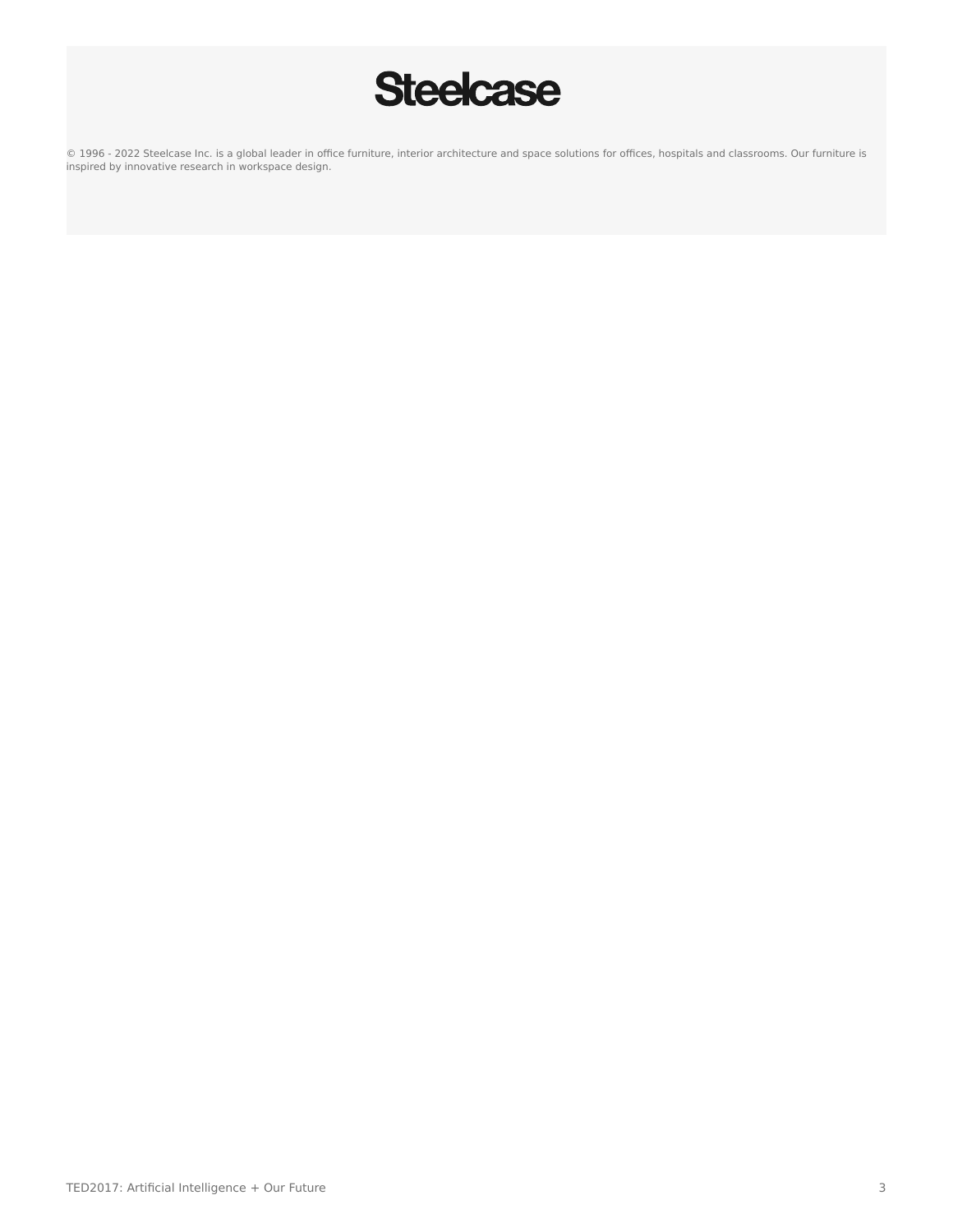Steelcase

© 1996 - 2022 Steelcase Inc. is a global leader in office furniture, interior architecture and space solutions for offices, hospitals and classrooms. Our furniture is inspired by innovative research in workspace design.